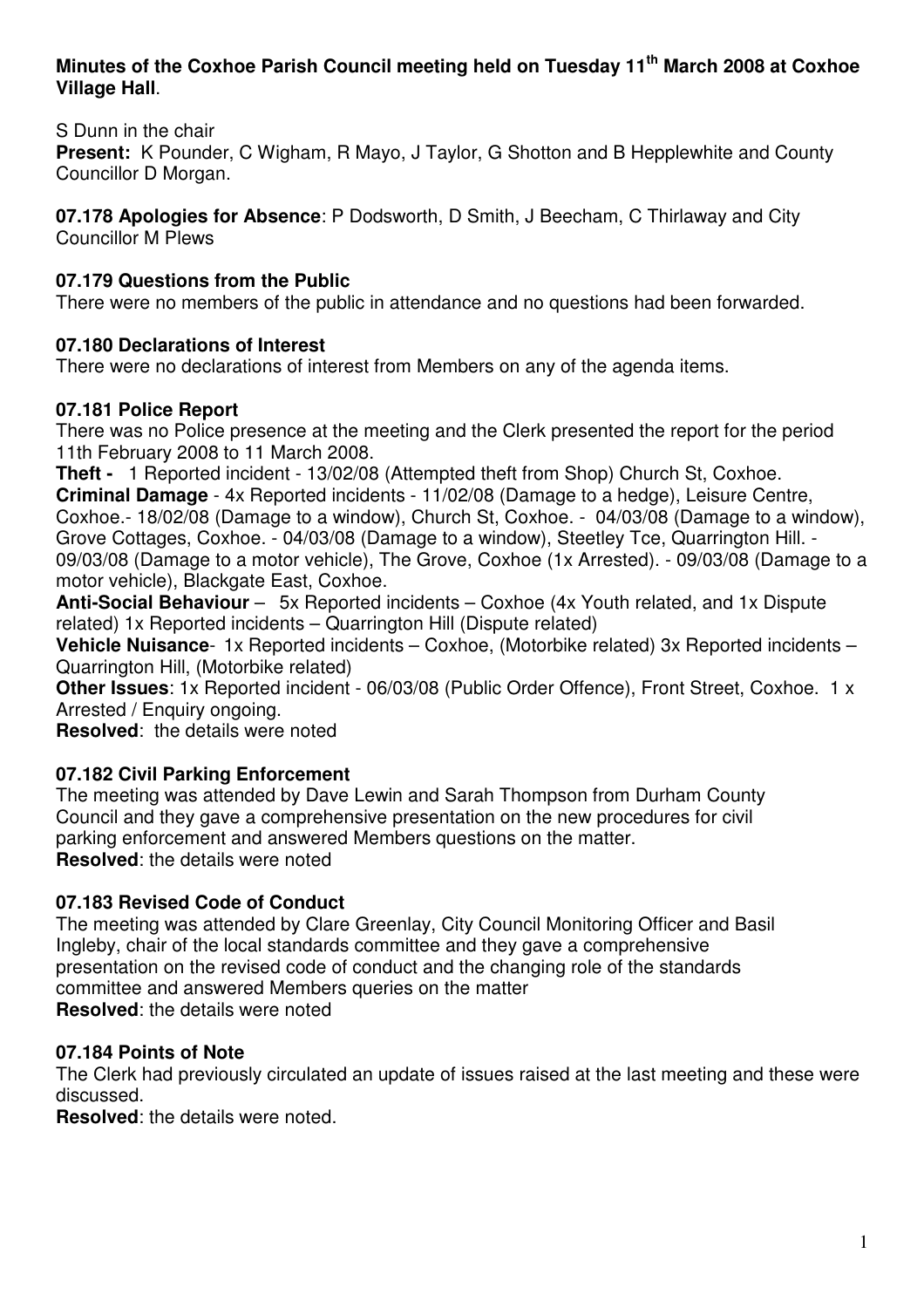**Minutes of the Coxhoe Parish Council meeting held on Tuesday 11th March 2008 at Coxhoe Village Hall**.

S Dunn in the chair

**Present:** K Pounder, C Wigham, R Mayo, J Taylor, G Shotton and B Hepplewhite and County Councillor D Morgan.

**07.178 Apologies for Absence**: P Dodsworth, D Smith, J Beecham, C Thirlaway and City Councillor M Plews

**07.179 Questions from the Public**

There were no members of the public in attendance and no questions had been forwarded.

**07.180 Declarations of Interest**

There were no declarations of interest from Members on any of the agenda items.

**07.181 Police Report**

There was no Police presence at the meeting and the Clerk presented the report for the period 11th February 2008 to 11 March 2008.

**Theft -** 1 Reported incident - 13/02/08 (Attempted theft from Shop) Church St, Coxhoe.
**Criminal Damage** - 4x Reported incidents - 11/02/08 (Damage to a hedge), Leisure Centre, Coxhoe.- 18/02/08 (Damage to a window), Church St, Coxhoe. - 04/03/08 (Damage to a window), Grove Cottages, Coxhoe. - 04/03/08 (Damage to a window), Steetley Tce, Quarrington Hill. - 09/03/08 (Damage to a motor vehicle), The Grove, Coxhoe (1x Arrested). - 09/03/08 (Damage to a motor vehicle), Blackgate East, Coxhoe.
**Anti-Social Behaviour** – 5x Reported incidents – Coxhoe (4x Youth related, and 1x Dispute related) 1x Reported incidents – Quarrington Hill (Dispute related)
**Vehicle Nuisance**- 1x Reported incidents – Coxhoe, (Motorbike related) 3x Reported incidents – Quarrington Hill, (Motorbike related)
**Other Issues**: 1x Reported incident - 06/03/08 (Public Order Offence), Front Street, Coxhoe. 1 x Arrested / Enquiry ongoing.
**Resolved**: the details were noted

**07.182 Civil Parking Enforcement**

The meeting was attended by Dave Lewin and Sarah Thompson from Durham County Council and they gave a comprehensive presentation on the new procedures for civil parking enforcement and answered Members questions on the matter.
**Resolved**: the details were noted

**07.183 Revised Code of Conduct**

The meeting was attended by Clare Greenlay, City Council Monitoring Officer and Basil Ingleby, chair of the local standards committee and they gave a comprehensive presentation on the revised code of conduct and the changing role of the standards committee and answered Members queries on the matter
**Resolved**: the details were noted

**07.184 Points of Note**

The Clerk had previously circulated an update of issues raised at the last meeting and these were discussed.
**Resolved**: the details were noted.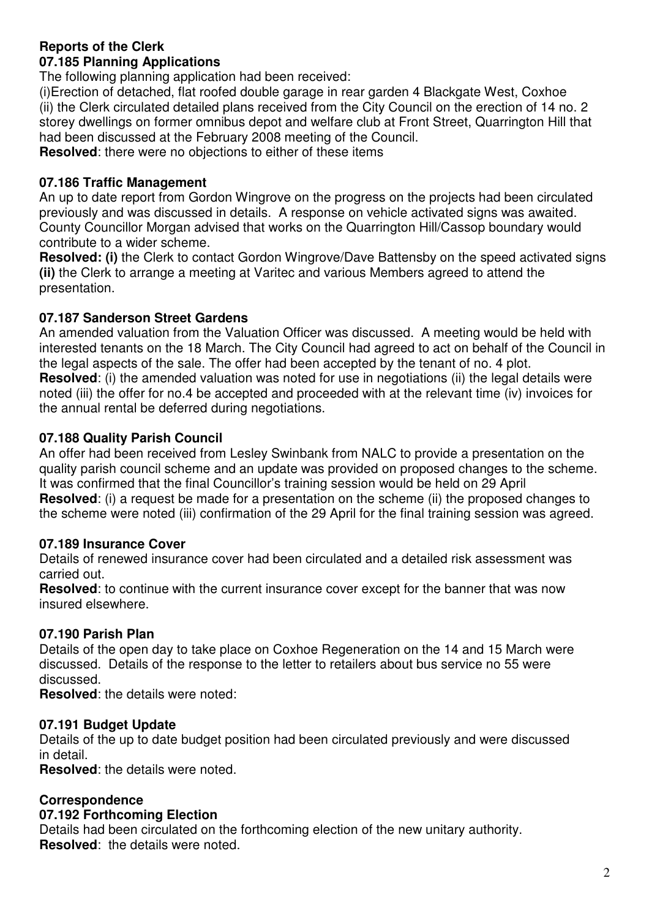**Reports of the Clerk**

**07.185 Planning Applications**

The following planning application had been received:

(i)Erection of detached, flat roofed double garage in rear garden 4 Blackgate West, Coxhoe
(ii) the Clerk circulated detailed plans received from the City Council on the erection of 14 no. 2 storey dwellings on former omnibus depot and welfare club at Front Street, Quarrington Hill that had been discussed at the February 2008 meeting of the Council.

**Resolved**: there were no objections to either of these items

**07.186 Traffic Management**

An up to date report from Gordon Wingrove on the progress on the projects had been circulated previously and was discussed in details. A response on vehicle activated signs was awaited. County Councillor Morgan advised that works on the Quarrington Hill/Cassop boundary would contribute to a wider scheme.

**Resolved: (i)** the Clerk to contact Gordon Wingrove/Dave Battensby on the speed activated signs **(ii)** the Clerk to arrange a meeting at Varitec and various Members agreed to attend the presentation.

**07.187 Sanderson Street Gardens**

An amended valuation from the Valuation Officer was discussed. A meeting would be held with interested tenants on the 18 March. The City Council had agreed to act on behalf of the Council in the legal aspects of the sale. The offer had been accepted by the tenant of no. 4 plot.

**Resolved**: (i) the amended valuation was noted for use in negotiations (ii) the legal details were noted (iii) the offer for no.4 be accepted and proceeded with at the relevant time (iv) invoices for the annual rental be deferred during negotiations.

**07.188 Quality Parish Council**

An offer had been received from Lesley Swinbank from NALC to provide a presentation on the quality parish council scheme and an update was provided on proposed changes to the scheme. It was confirmed that the final Councillor's training session would be held on 29 April

**Resolved**: (i) a request be made for a presentation on the scheme (ii) the proposed changes to the scheme were noted (iii) confirmation of the 29 April for the final training session was agreed.

**07.189 Insurance Cover**

Details of renewed insurance cover had been circulated and a detailed risk assessment was carried out.

**Resolved**: to continue with the current insurance cover except for the banner that was now insured elsewhere.

**07.190 Parish Plan**

Details of the open day to take place on Coxhoe Regeneration on the 14 and 15 March were discussed. Details of the response to the letter to retailers about bus service no 55 were discussed.

**Resolved**: the details were noted:

**07.191 Budget Update**

Details of the up to date budget position had been circulated previously and were discussed in detail.

**Resolved**: the details were noted.

**Correspondence**

**07.192 Forthcoming Election**

Details had been circulated on the forthcoming election of the new unitary authority.

**Resolved**: the details were noted.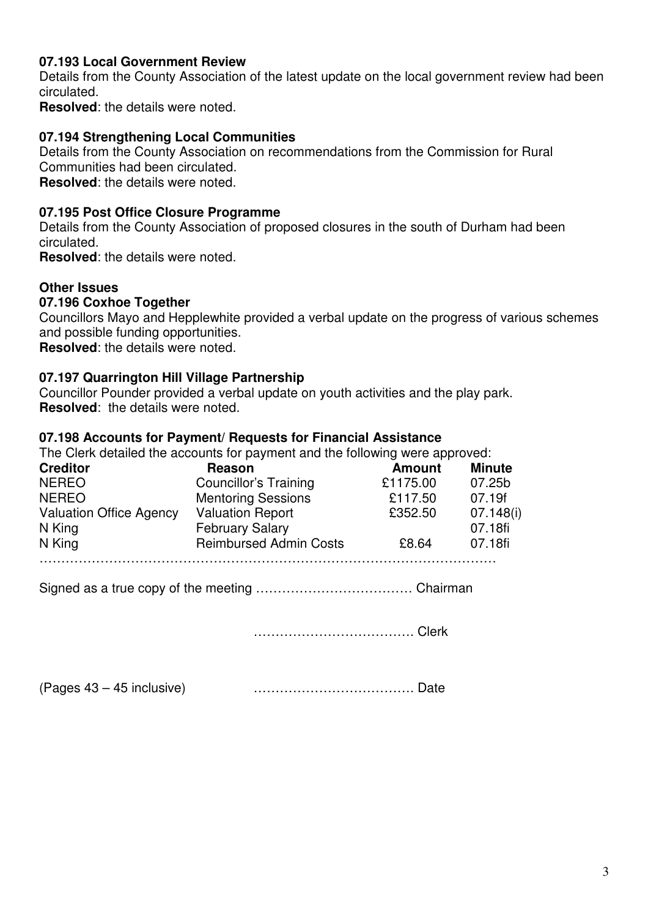**07.193 Local Government Review**

Details from the County Association of the latest update on the local government review had been circulated.

**Resolved**: the details were noted.

**07.194 Strengthening Local Communities**

Details from the County Association on recommendations from the Commission for Rural Communities had been circulated.

**Resolved**: the details were noted.

**07.195 Post Office Closure Programme**

Details from the County Association of proposed closures in the south of Durham had been circulated.

**Resolved**: the details were noted.

**Other Issues**

**07.196 Coxhoe Together**

Councillors Mayo and Hepplewhite provided a verbal update on the progress of various schemes and possible funding opportunities.

**Resolved**: the details were noted.

**07.197 Quarrington Hill Village Partnership**

Councillor Pounder provided a verbal update on youth activities and the play park.

**Resolved**: the details were noted.

**07.198 Accounts for Payment/ Requests for Financial Assistance**

The Clerk detailed the accounts for payment and the following were approved:

| Creditor | Reason | Amount | Minute |
|---|---|---|---|
| NEREO | Councillor's Training | £1175.00 | 07.25b |
| NEREO | Mentoring Sessions | £117.50 | 07.19f |
| Valuation Office Agency | Valuation Report | £352.50 | 07.148(i) |
| N King | February Salary | | 07.18fi |
| N King | Reimbursed Admin Costs | £8.64 | 07.18fi |

…………………………………………………………………………………………

Signed as a true copy of the meeting ……………………………… Chairman

……………………………… Clerk

(Pages 43 – 45 inclusive) ……………………………… Date